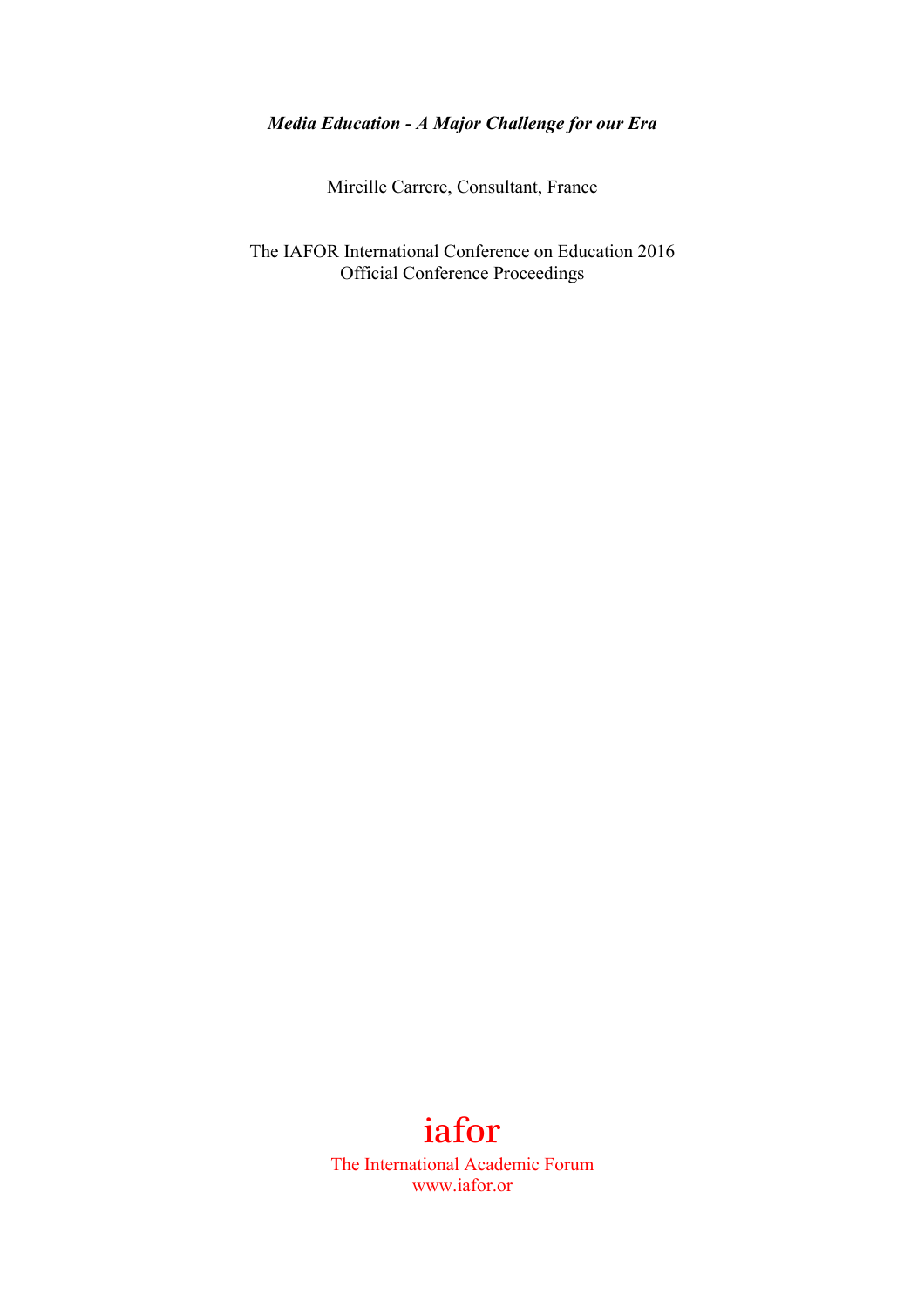***Media Education - A Major Challenge for our Era***

Mireille Carrere, Consultant, France

The IAFOR International Conference on Education 2016
Official Conference Proceedings

iafor

The International Academic Forum
www.iafor.or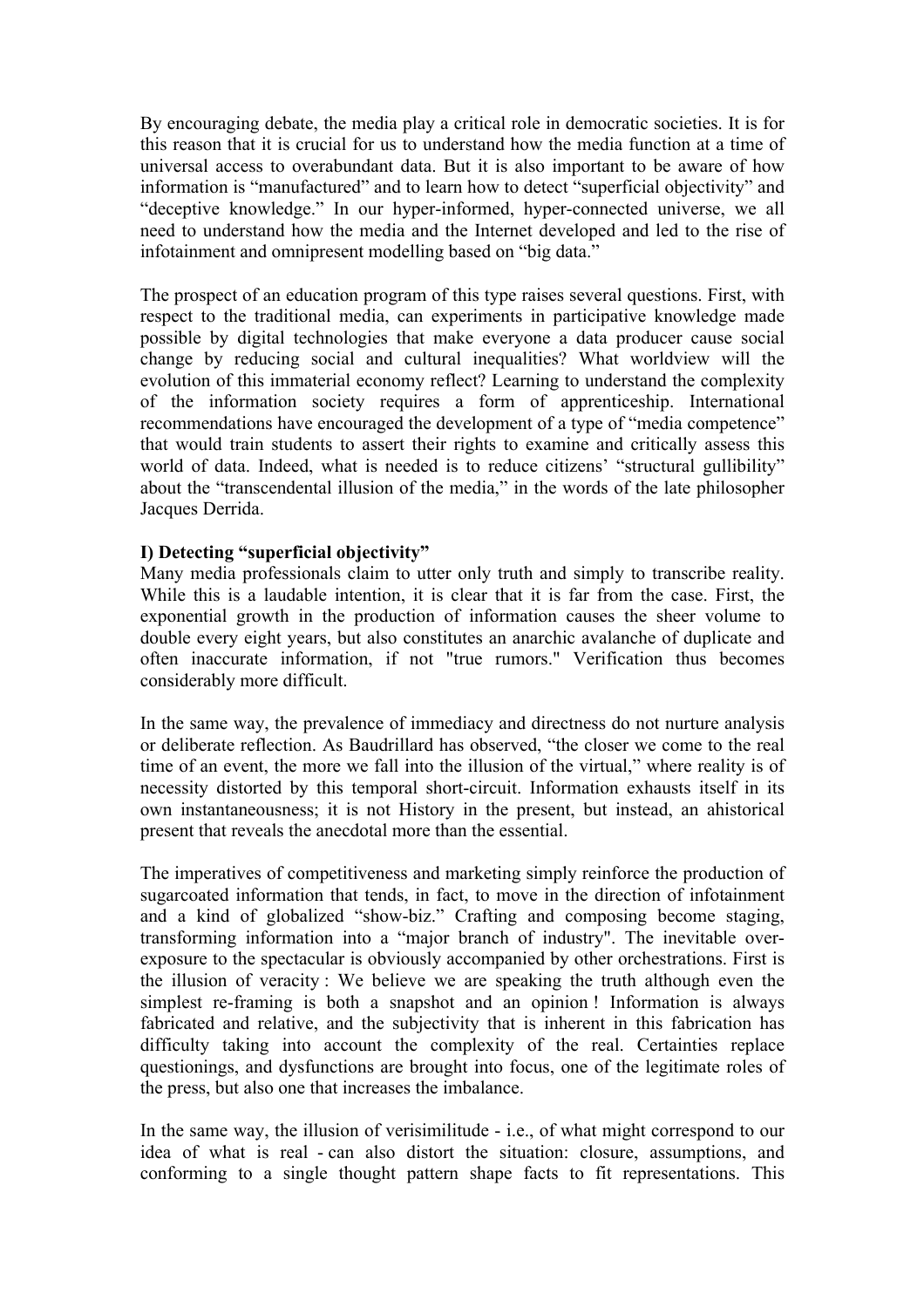By encouraging debate, the media play a critical role in democratic societies. It is for this reason that it is crucial for us to understand how the media function at a time of universal access to overabundant data. But it is also important to be aware of how information is "manufactured" and to learn how to detect "superficial objectivity" and "deceptive knowledge." In our hyper-informed, hyper-connected universe, we all need to understand how the media and the Internet developed and led to the rise of infotainment and omnipresent modelling based on "big data."

The prospect of an education program of this type raises several questions. First, with respect to the traditional media, can experiments in participative knowledge made possible by digital technologies that make everyone a data producer cause social change by reducing social and cultural inequalities? What worldview will the evolution of this immaterial economy reflect? Learning to understand the complexity of the information society requires a form of apprenticeship. International recommendations have encouraged the development of a type of "media competence" that would train students to assert their rights to examine and critically assess this world of data. Indeed, what is needed is to reduce citizens' "structural gullibility" about the "transcendental illusion of the media," in the words of the late philosopher Jacques Derrida.

**I) Detecting "superficial objectivity"**

Many media professionals claim to utter only truth and simply to transcribe reality. While this is a laudable intention, it is clear that it is far from the case. First, the exponential growth in the production of information causes the sheer volume to double every eight years, but also constitutes an anarchic avalanche of duplicate and often inaccurate information, if not "true rumors." Verification thus becomes considerably more difficult.

In the same way, the prevalence of immediacy and directness do not nurture analysis or deliberate reflection. As Baudrillard has observed, "the closer we come to the real time of an event, the more we fall into the illusion of the virtual," where reality is of necessity distorted by this temporal short-circuit. Information exhausts itself in its own instantaneousness; it is not History in the present, but instead, an ahistorical present that reveals the anecdotal more than the essential.

The imperatives of competitiveness and marketing simply reinforce the production of sugarcoated information that tends, in fact, to move in the direction of infotainment and a kind of globalized "show-biz." Crafting and composing become staging, transforming information into a "major branch of industry". The inevitable over-exposure to the spectacular is obviously accompanied by other orchestrations. First is the illusion of veracity : We believe we are speaking the truth although even the simplest re-framing is both a snapshot and an opinion ! Information is always fabricated and relative, and the subjectivity that is inherent in this fabrication has difficulty taking into account the complexity of the real. Certainties replace questionings, and dysfunctions are brought into focus, one of the legitimate roles of the press, but also one that increases the imbalance.

In the same way, the illusion of verisimilitude - i.e., of what might correspond to our idea of what is real - can also distort the situation: closure, assumptions, and conforming to a single thought pattern shape facts to fit representations. This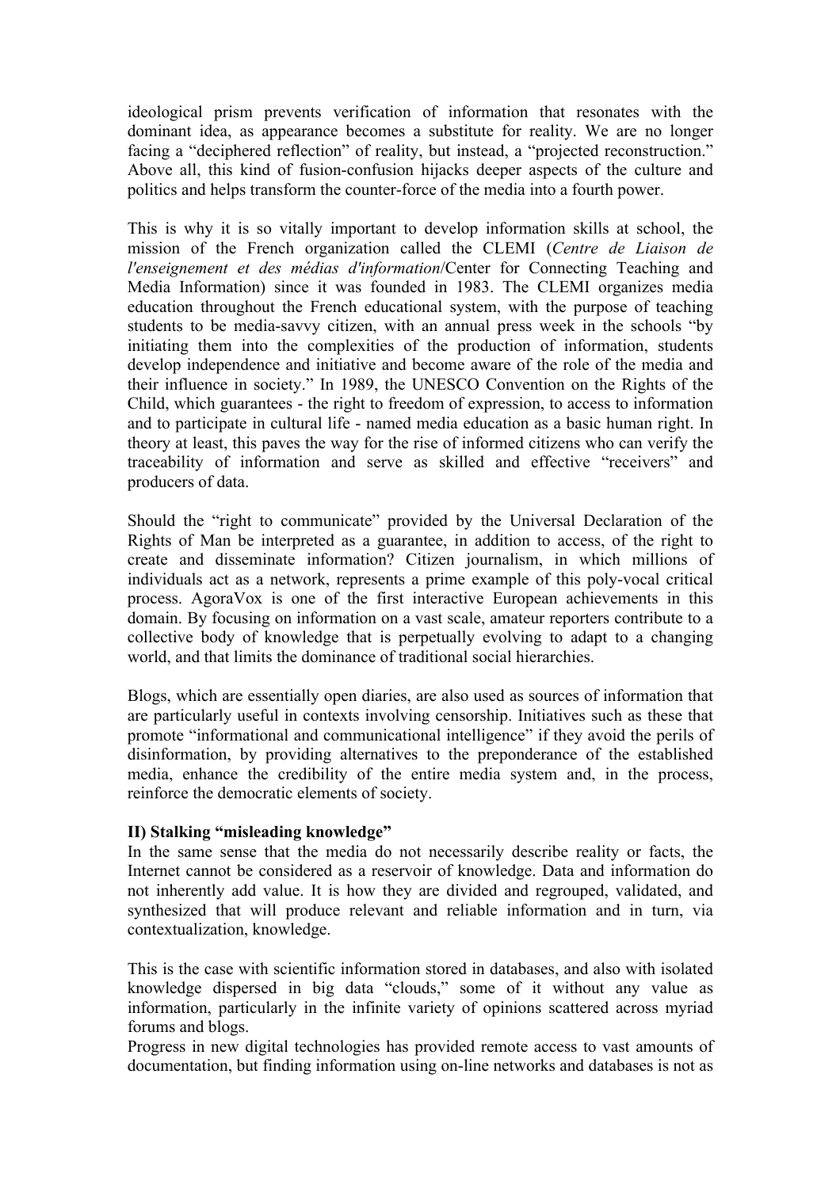ideological prism prevents verification of information that resonates with the dominant idea, as appearance becomes a substitute for reality. We are no longer facing a “deciphered reflection” of reality, but instead, a “projected reconstruction.” Above all, this kind of fusion-confusion hijacks deeper aspects of the culture and politics and helps transform the counter-force of the media into a fourth power.

This is why it is so vitally important to develop information skills at school, the mission of the French organization called the CLEMI (*Centre de Liaison de l'enseignement et des médias d'information*/Center for Connecting Teaching and Media Information) since it was founded in 1983. The CLEMI organizes media education throughout the French educational system, with the purpose of teaching students to be media-savvy citizen, with an annual press week in the schools “by initiating them into the complexities of the production of information, students develop independence and initiative and become aware of the role of the media and their influence in society.” In 1989, the UNESCO Convention on the Rights of the Child, which guarantees - the right to freedom of expression, to access to information and to participate in cultural life - named media education as a basic human right. In theory at least, this paves the way for the rise of informed citizens who can verify the traceability of information and serve as skilled and effective “receivers” and producers of data.

Should the “right to communicate” provided by the Universal Declaration of the Rights of Man be interpreted as a guarantee, in addition to access, of the right to create and disseminate information? Citizen journalism, in which millions of individuals act as a network, represents a prime example of this poly-vocal critical process. AgoraVox is one of the first interactive European achievements in this domain. By focusing on information on a vast scale, amateur reporters contribute to a collective body of knowledge that is perpetually evolving to adapt to a changing world, and that limits the dominance of traditional social hierarchies.

Blogs, which are essentially open diaries, are also used as sources of information that are particularly useful in contexts involving censorship. Initiatives such as these that promote “informational and communicational intelligence” if they avoid the perils of disinformation, by providing alternatives to the preponderance of the established media, enhance the credibility of the entire media system and, in the process, reinforce the democratic elements of society.

**II) Stalking “misleading knowledge”**

In the same sense that the media do not necessarily describe reality or facts, the Internet cannot be considered as a reservoir of knowledge. Data and information do not inherently add value. It is how they are divided and regrouped, validated, and synthesized that will produce relevant and reliable information and in turn, via contextualization, knowledge.

This is the case with scientific information stored in databases, and also with isolated knowledge dispersed in big data “clouds,” some of it without any value as information, particularly in the infinite variety of opinions scattered across myriad forums and blogs.

Progress in new digital technologies has provided remote access to vast amounts of documentation, but finding information using on-line networks and databases is not as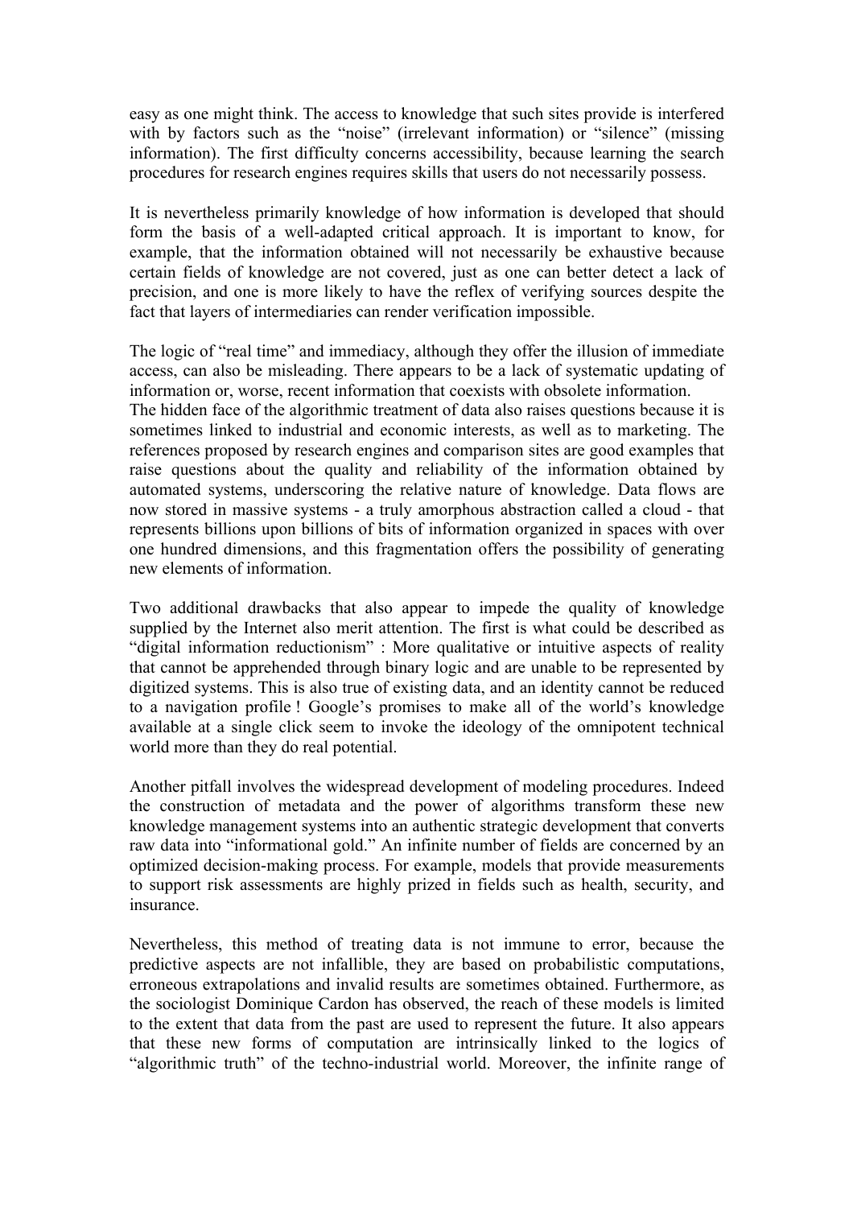easy as one might think. The access to knowledge that such sites provide is interfered with by factors such as the "noise" (irrelevant information) or "silence" (missing information). The first difficulty concerns accessibility, because learning the search procedures for research engines requires skills that users do not necessarily possess.

It is nevertheless primarily knowledge of how information is developed that should form the basis of a well-adapted critical approach. It is important to know, for example, that the information obtained will not necessarily be exhaustive because certain fields of knowledge are not covered, just as one can better detect a lack of precision, and one is more likely to have the reflex of verifying sources despite the fact that layers of intermediaries can render verification impossible.

The logic of "real time" and immediacy, although they offer the illusion of immediate access, can also be misleading. There appears to be a lack of systematic updating of information or, worse, recent information that coexists with obsolete information.
The hidden face of the algorithmic treatment of data also raises questions because it is sometimes linked to industrial and economic interests, as well as to marketing. The references proposed by research engines and comparison sites are good examples that raise questions about the quality and reliability of the information obtained by automated systems, underscoring the relative nature of knowledge. Data flows are now stored in massive systems - a truly amorphous abstraction called a cloud - that represents billions upon billions of bits of information organized in spaces with over one hundred dimensions, and this fragmentation offers the possibility of generating new elements of information.

Two additional drawbacks that also appear to impede the quality of knowledge supplied by the Internet also merit attention. The first is what could be described as "digital information reductionism" : More qualitative or intuitive aspects of reality that cannot be apprehended through binary logic and are unable to be represented by digitized systems. This is also true of existing data, and an identity cannot be reduced to a navigation profile ! Google's promises to make all of the world's knowledge available at a single click seem to invoke the ideology of the omnipotent technical world more than they do real potential.

Another pitfall involves the widespread development of modeling procedures. Indeed the construction of metadata and the power of algorithms transform these new knowledge management systems into an authentic strategic development that converts raw data into "informational gold." An infinite number of fields are concerned by an optimized decision-making process. For example, models that provide measurements to support risk assessments are highly prized in fields such as health, security, and insurance.

Nevertheless, this method of treating data is not immune to error, because the predictive aspects are not infallible, they are based on probabilistic computations, erroneous extrapolations and invalid results are sometimes obtained. Furthermore, as the sociologist Dominique Cardon has observed, the reach of these models is limited to the extent that data from the past are used to represent the future. It also appears that these new forms of computation are intrinsically linked to the logics of "algorithmic truth" of the techno-industrial world. Moreover, the infinite range of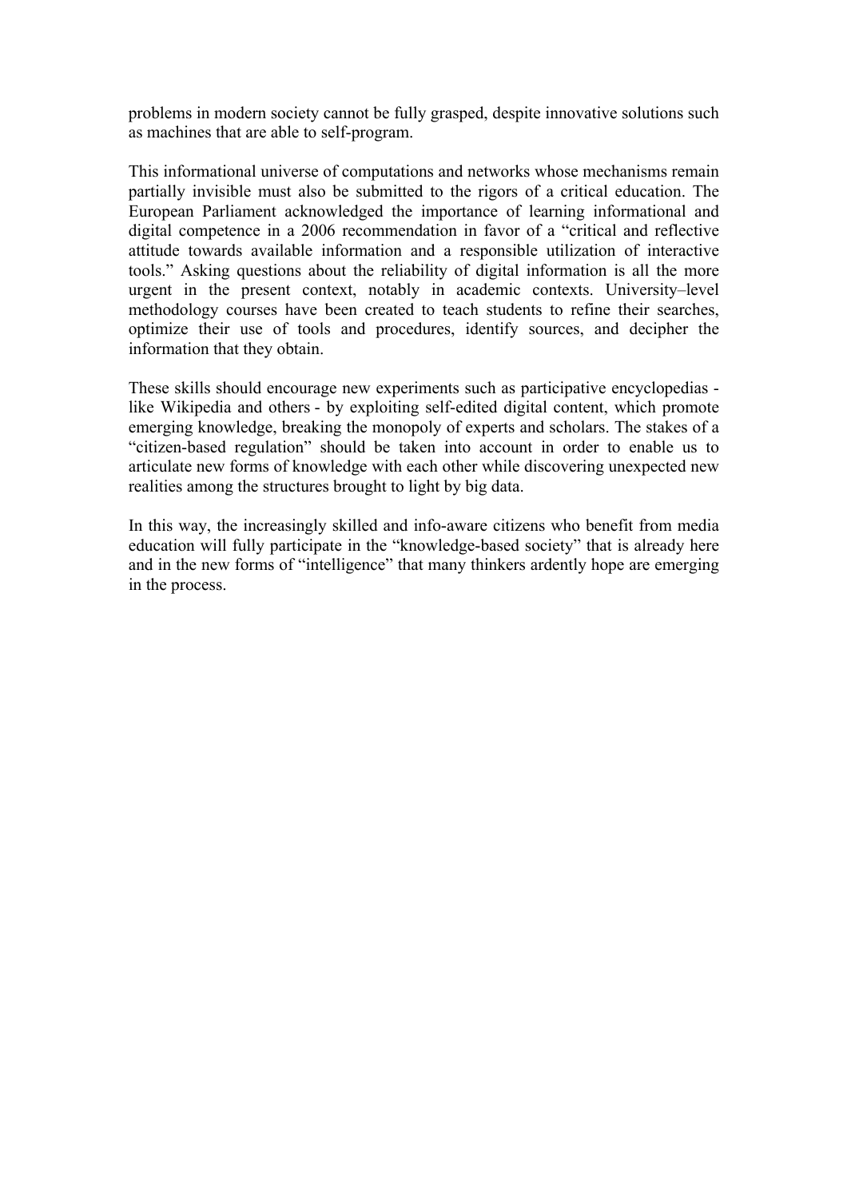problems in modern society cannot be fully grasped, despite innovative solutions such as machines that are able to self-program.

This informational universe of computations and networks whose mechanisms remain partially invisible must also be submitted to the rigors of a critical education. The European Parliament acknowledged the importance of learning informational and digital competence in a 2006 recommendation in favor of a "critical and reflective attitude towards available information and a responsible utilization of interactive tools." Asking questions about the reliability of digital information is all the more urgent in the present context, notably in academic contexts. University–level methodology courses have been created to teach students to refine their searches, optimize their use of tools and procedures, identify sources, and decipher the information that they obtain.

These skills should encourage new experiments such as participative encyclopedias - like Wikipedia and others - by exploiting self-edited digital content, which promote emerging knowledge, breaking the monopoly of experts and scholars. The stakes of a "citizen-based regulation" should be taken into account in order to enable us to articulate new forms of knowledge with each other while discovering unexpected new realities among the structures brought to light by big data.

In this way, the increasingly skilled and info-aware citizens who benefit from media education will fully participate in the "knowledge-based society" that is already here and in the new forms of "intelligence" that many thinkers ardently hope are emerging in the process.